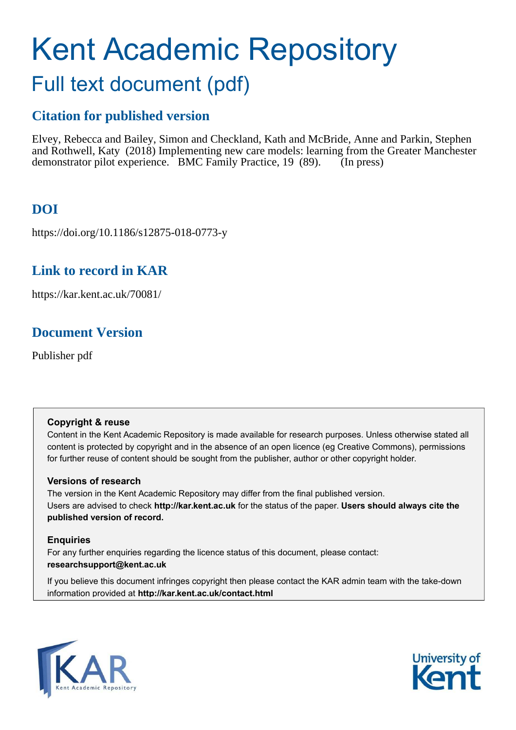# Kent Academic Repository

## Full text document (pdf)

## Citation for published version

Elvey, Rebecca and Bailey, Simon and Checkland, Kath and McBride, Anne and Parkin, Stephen and Rothwell, Katy (2018) Implementing new care models: learning from the Greater Manchester demonstrator pilot experience. BMC Family Practice, 19 (89). (In press)

## DOI

https://doi.org/10.1186/s12875-018-0773-y

## Link to record in KAR

https://kar.kent.ac.uk/70081/

## Document Version

Publisher pdf

**Copyright & reuse**

Content in the Kent Academic Repository is made available for research purposes. Unless otherwise stated all content is protected by copyright and in the absence of an open licence (eg Creative Commons), permissions for further reuse of content should be sought from the publisher, author or other copyright holder.

**Versions of research**

The version in the Kent Academic Repository may differ from the final published version. Users are advised to check **http://kar.kent.ac.uk** for the status of the paper. **Users should always cite the published version of record.**

**Enquiries**

For any further enquiries regarding the licence status of this document, please contact: **researchsupport@kent.ac.uk**

If you believe this document infringes copyright then please contact the KAR admin team with the take-down information provided at **http://kar.kent.ac.uk/contact.html**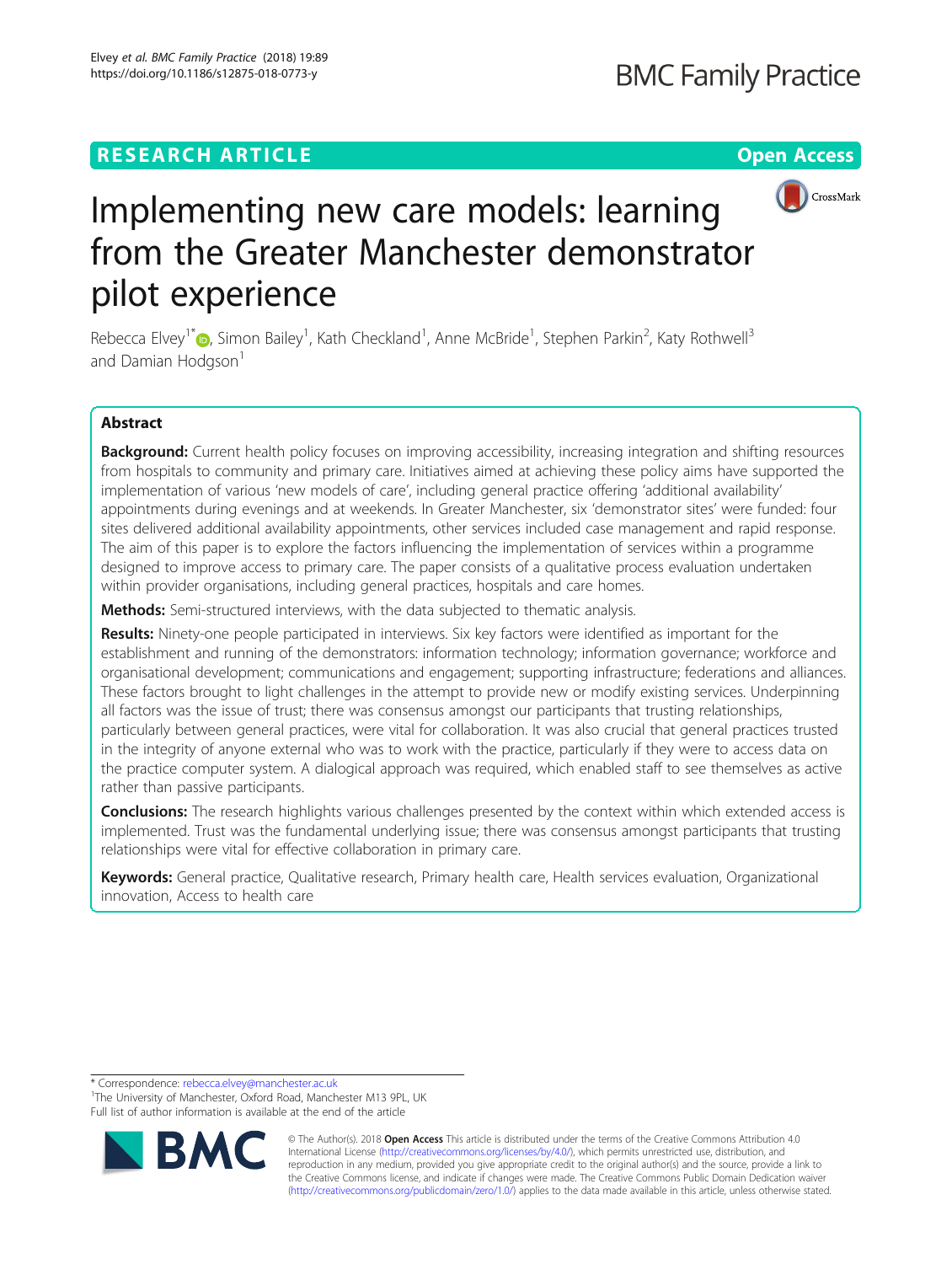# RESEARCH ARTICLE

**Open Access**

# Implementing new care models: learning from the Greater Manchester demonstrator pilot experience

Rebecca Elvey[1*], Simon Bailey[1], Kath Checkland[1], Anne McBride[1], Stephen Parkin[2], Katy Rothwell[3] and Damian Hodgson[1]

## Abstract

**Background:** Current health policy focuses on improving accessibility, increasing integration and shifting resources from hospitals to community and primary care. Initiatives aimed at achieving these policy aims have supported the implementation of various 'new models of care', including general practice offering 'additional availability' appointments during evenings and at weekends. In Greater Manchester, six 'demonstrator sites' were funded: four sites delivered additional availability appointments, other services included case management and rapid response. The aim of this paper is to explore the factors influencing the implementation of services within a programme designed to improve access to primary care. The paper consists of a qualitative process evaluation undertaken within provider organisations, including general practices, hospitals and care homes.

**Methods:** Semi-structured interviews, with the data subjected to thematic analysis.

**Results:** Ninety-one people participated in interviews. Six key factors were identified as important for the establishment and running of the demonstrators: information technology; information governance; workforce and organisational development; communications and engagement; supporting infrastructure; federations and alliances. These factors brought to light challenges in the attempt to provide new or modify existing services. Underpinning all factors was the issue of trust; there was consensus amongst our participants that trusting relationships, particularly between general practices, were vital for collaboration. It was also crucial that general practices trusted in the integrity of anyone external who was to work with the practice, particularly if they were to access data on the practice computer system. A dialogical approach was required, which enabled staff to see themselves as active rather than passive participants.

**Conclusions:** The research highlights various challenges presented by the context within which extended access is implemented. Trust was the fundamental underlying issue; there was consensus amongst participants that trusting relationships were vital for effective collaboration in primary care.

**Keywords:** General practice, Qualitative research, Primary health care, Health services evaluation, Organizational innovation, Access to health care

\* Correspondence: rebecca.elvey@manchester.ac.uk
[1]The University of Manchester, Oxford Road, Manchester M13 9PL, UK
Full list of author information is available at the end of the article

© The Author(s). 2018 **Open Access** This article is distributed under the terms of the Creative Commons Attribution 4.0 International License (http://creativecommons.org/licenses/by/4.0/), which permits unrestricted use, distribution, and reproduction in any medium, provided you give appropriate credit to the original author(s) and the source, provide a link to the Creative Commons license, and indicate if changes were made. The Creative Commons Public Domain Dedication waiver (http://creativecommons.org/publicdomain/zero/1.0/) applies to the data made available in this article, unless otherwise stated.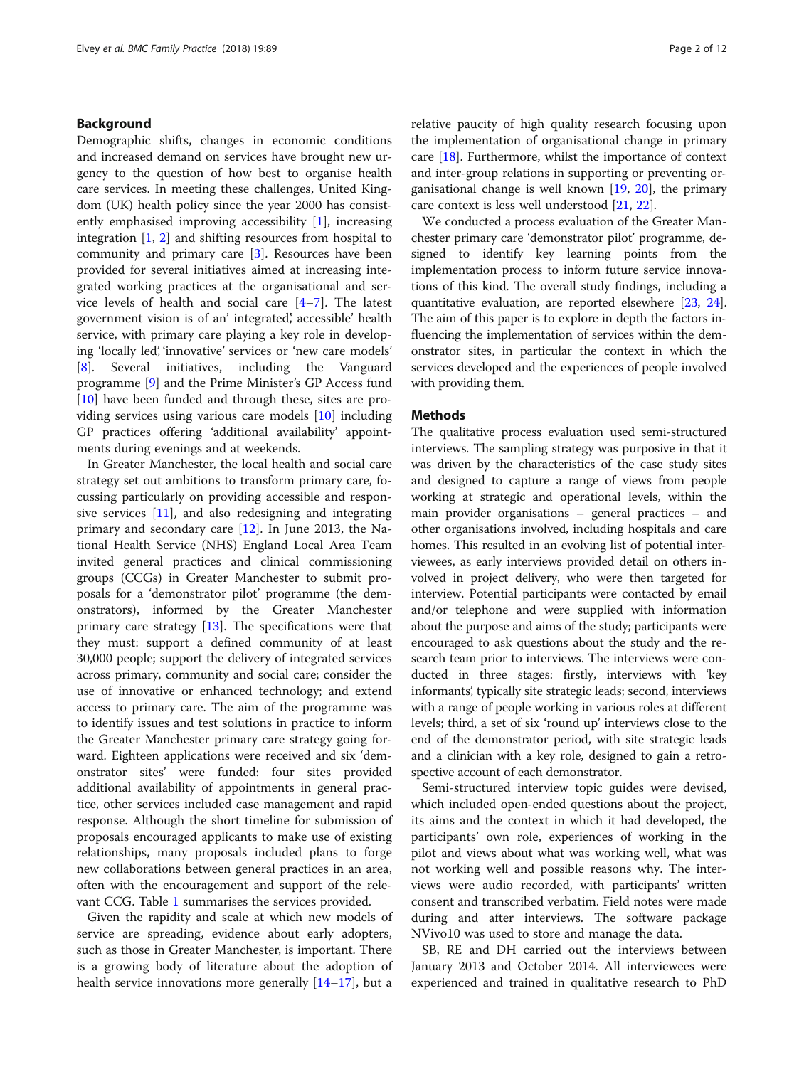## Background

Demographic shifts, changes in economic conditions and increased demand on services have brought new urgency to the question of how best to organise health care services. In meeting these challenges, United Kingdom (UK) health policy since the year 2000 has consistently emphasised improving accessibility [1], increasing integration [1, 2] and shifting resources from hospital to community and primary care [3]. Resources have been provided for several initiatives aimed at increasing integrated working practices at the organisational and service levels of health and social care [4–7]. The latest government vision is of an' integrated", accessible' health service, with primary care playing a key role in developing 'locally led', 'innovative' services or 'new care models' [8]. Several initiatives, including the Vanguard programme [9] and the Prime Minister's GP Access fund [10] have been funded and through these, sites are providing services using various care models [10] including GP practices offering 'additional availability' appointments during evenings and at weekends.

In Greater Manchester, the local health and social care strategy set out ambitions to transform primary care, focussing particularly on providing accessible and responsive services [11], and also redesigning and integrating primary and secondary care [12]. In June 2013, the National Health Service (NHS) England Local Area Team invited general practices and clinical commissioning groups (CCGs) in Greater Manchester to submit proposals for a 'demonstrator pilot' programme (the demonstrators), informed by the Greater Manchester primary care strategy [13]. The specifications were that they must: support a defined community of at least 30,000 people; support the delivery of integrated services across primary, community and social care; consider the use of innovative or enhanced technology; and extend access to primary care. The aim of the programme was to identify issues and test solutions in practice to inform the Greater Manchester primary care strategy going forward. Eighteen applications were received and six 'demonstrator sites' were funded: four sites provided additional availability of appointments in general practice, other services included case management and rapid response. Although the short timeline for submission of proposals encouraged applicants to make use of existing relationships, many proposals included plans to forge new collaborations between general practices in an area, often with the encouragement and support of the relevant CCG. Table 1 summarises the services provided.

Given the rapidity and scale at which new models of service are spreading, evidence about early adopters, such as those in Greater Manchester, is important. There is a growing body of literature about the adoption of health service innovations more generally [14–17], but a relative paucity of high quality research focusing upon the implementation of organisational change in primary care [18]. Furthermore, whilst the importance of context and inter-group relations in supporting or preventing organisational change is well known [19, 20], the primary care context is less well understood [21, 22].

We conducted a process evaluation of the Greater Manchester primary care 'demonstrator pilot' programme, designed to identify key learning points from the implementation process to inform future service innovations of this kind. The overall study findings, including a quantitative evaluation, are reported elsewhere [23, 24]. The aim of this paper is to explore in depth the factors influencing the implementation of services within the demonstrator sites, in particular the context in which the services developed and the experiences of people involved with providing them.

## Methods

The qualitative process evaluation used semi-structured interviews. The sampling strategy was purposive in that it was driven by the characteristics of the case study sites and designed to capture a range of views from people working at strategic and operational levels, within the main provider organisations – general practices – and other organisations involved, including hospitals and care homes. This resulted in an evolving list of potential interviewees, as early interviews provided detail on others involved in project delivery, who were then targeted for interview. Potential participants were contacted by email and/or telephone and were supplied with information about the purpose and aims of the study; participants were encouraged to ask questions about the study and the research team prior to interviews. The interviews were conducted in three stages: firstly, interviews with 'key informants', typically site strategic leads; second, interviews with a range of people working in various roles at different levels; third, a set of six 'round up' interviews close to the end of the demonstrator period, with site strategic leads and a clinician with a key role, designed to gain a retrospective account of each demonstrator.

Semi-structured interview topic guides were devised, which included open-ended questions about the project, its aims and the context in which it had developed, the participants' own role, experiences of working in the pilot and views about what was working well, what was not working well and possible reasons why. The interviews were audio recorded, with participants' written consent and transcribed verbatim. Field notes were made during and after interviews. The software package NVivo10 was used to store and manage the data.

SB, RE and DH carried out the interviews between January 2013 and October 2014. All interviewees were experienced and trained in qualitative research to PhD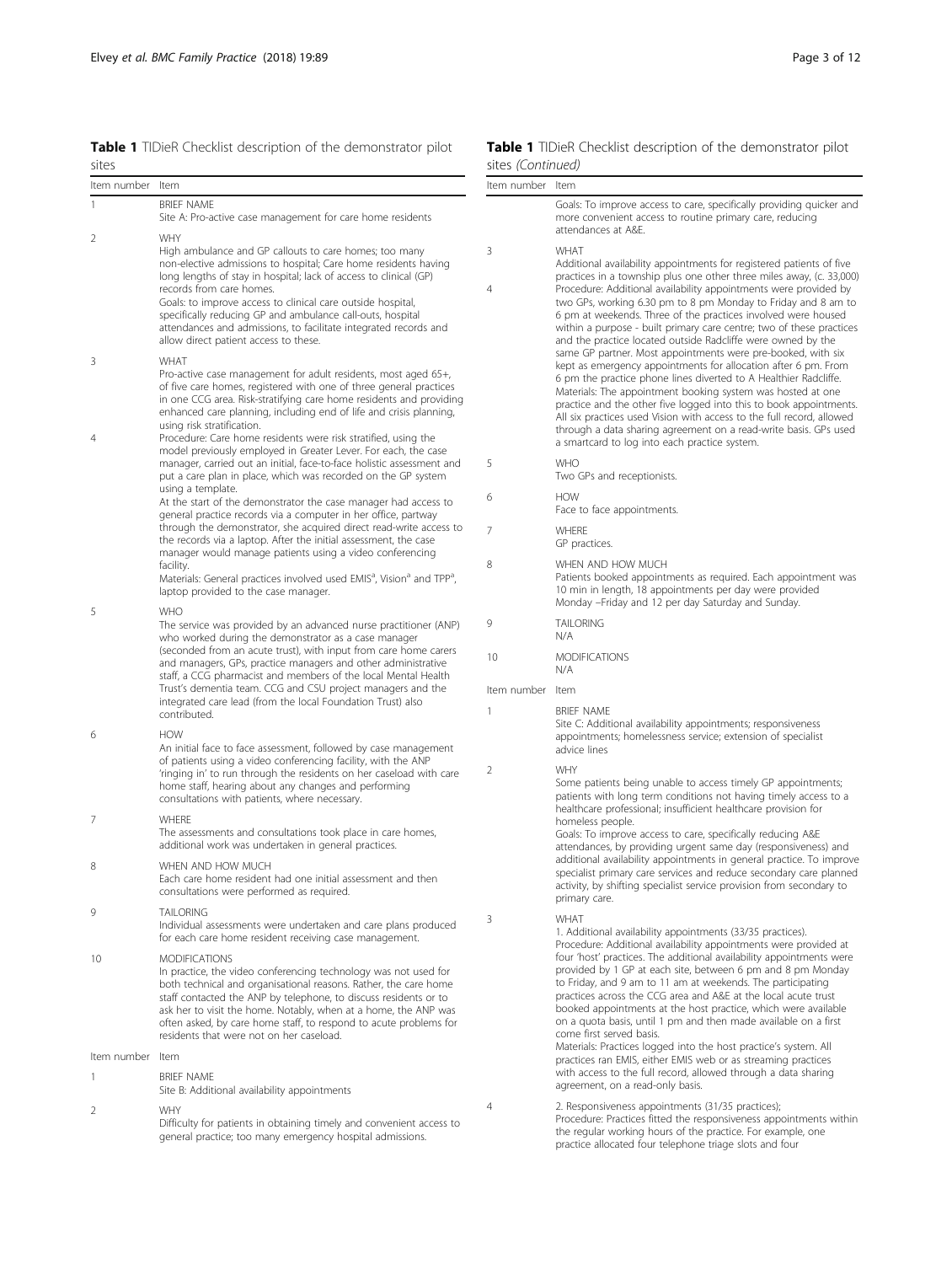**Table 1** TIDieR Checklist description of the demonstrator pilot sites

| Item number | Item |
| --- | --- |
| 1 | BRIEF NAME<br>Site A: Pro-active case management for care home residents |
| 2 | WHY<br>High ambulance and GP callouts to care homes; too many non-elective admissions to hospital; Care home residents having long lengths of stay in hospital; lack of access to clinical (GP) records from care homes.<br>Goals: to improve access to clinical care outside hospital, specifically reducing GP and ambulance call-outs, hospital attendances and admissions, to facilitate integrated records and allow direct patient access to these. |
| 3 | WHAT<br>Pro-active case management for adult residents, most aged 65+, of five care homes, registered with one of three general practices in one CCG area. Risk-stratifying care home residents and providing enhanced care planning, including end of life and crisis planning, using risk stratification. |
| 4 | Procedure: Care home residents were risk stratified, using the model previously employed in Greater Lever. For each, the case manager, carried out an initial, face-to-face holistic assessment and put a care plan in place, which was recorded on the GP system using a template.<br>At the start of the demonstrator the case manager had access to general practice records via a computer in her office, partway through the demonstrator, she acquired direct read-write access to the records via a laptop. After the initial assessment, the case manager would manage patients using a video conferencing facility.<br>Materials: General practices involved used EMIS[a], Vision[a] and TPP[a], laptop provided to the case manager. |
| 5 | WHO<br>The service was provided by an advanced nurse practitioner (ANP) who worked during the demonstrator as a case manager (seconded from an acute trust), with input from care home carers and managers, GPs, practice managers and other administrative staff, a CCG pharmacist and members of the local Mental Health Trust's dementia team. CCG and CSU project managers and the integrated care lead (from the local Foundation Trust) also contributed. |
| 6 | HOW<br>An initial face to face assessment, followed by case management of patients using a video conferencing facility, with the ANP 'ringing in' to run through the residents on her caseload with care home staff, hearing about any changes and performing consultations with patients, where necessary. |
| 7 | WHERE<br>The assessments and consultations took place in care homes, additional work was undertaken in general practices. |
| 8 | WHEN AND HOW MUCH<br>Each care home resident had one initial assessment and then consultations were performed as required. |
| 9 | TAILORING<br>Individual assessments were undertaken and care plans produced for each care home resident receiving case management. |
| 10 | MODIFICATIONS<br>In practice, the video conferencing technology was not used for both technical and organisational reasons. Rather, the care home staff contacted the ANP by telephone, to discuss residents or to ask her to visit the home. Notably, when at a home, the ANP was often asked, by care home staff, to respond to acute problems for residents that were not on her caseload. |
| Item number | Item |
| 1 | BRIEF NAME<br>Site B: Additional availability appointments |
| 2 | WHY<br>Difficulty for patients in obtaining timely and convenient access to general practice; too many emergency hospital admissions.<br>Goals: To improve access to care, specifically providing quicker and more convenient access to routine primary care, reducing attendances at A&E. |
| 3 | WHAT<br>Additional availability appointments for registered patients of five practices in a township plus one other three miles away, (c. 33,000) |
| 4 | Procedure: Additional availability appointments were provided by two GPs, working 6.30 pm to 8 pm Monday to Friday and 8 am to 6 pm at weekends. Three of the practices involved were housed within a purpose - built primary care centre; two of these practices and the practice located outside Radcliffe were owned by the same GP partner. Most appointments were pre-booked, with six kept as emergency appointments for allocation after 6 pm. From 6 pm the practice phone lines diverted to A Healthier Radcliffe.<br>Materials: The appointment booking system was hosted at one practice and the other five logged into this to book appointments. All six practices used Vision with access to the full record, allowed through a data sharing agreement on a read-write basis. GPs used a smartcard to log into each practice system. |
| 5 | WHO<br>Two GPs and receptionists. |
| 6 | HOW<br>Face to face appointments. |
| 7 | WHERE<br>GP practices. |
| 8 | WHEN AND HOW MUCH<br>Patients booked appointments as required. Each appointment was 10 min in length, 18 appointments per day were provided Monday –Friday and 12 per day Saturday and Sunday. |
| 9 | TAILORING<br>N/A |
| 10 | MODIFICATIONS<br>N/A |
| Item number | Item |
| 1 | BRIEF NAME<br>Site C: Additional availability appointments; responsiveness appointments; homelessness service; extension of specialist advice lines |
| 2 | WHY<br>Some patients being unable to access timely GP appointments; patients with long term conditions not having timely access to a healthcare professional; insufficient healthcare provision for homeless people.<br>Goals: To improve access to care, specifically reducing A&E attendances, by providing urgent same day (responsiveness) and additional availability appointments in general practice. To improve specialist primary care services and reduce secondary care planned activity, by shifting specialist service provision from secondary to primary care. |
| 3 | WHAT<br>1. Additional availability appointments (33/35 practices).<br>Procedure: Additional availability appointments were provided at four 'host' practices. The additional availability appointments were provided by 1 GP at each site, between 6 pm and 8 pm Monday to Friday, and 9 am to 11 am at weekends. The participating practices across the CCG area and A&E at the local acute trust booked appointments at the host practice, which were available on a quota basis, until 1 pm and then made available on a first come first served basis.<br>Materials: Practices logged into the host practice's system. All practices ran EMIS, either EMIS web or as streaming practices with access to the full record, allowed through a data sharing agreement, on a read-only basis. |
| 4 | 2. Responsiveness appointments (31/35 practices);<br>Procedure: Practices fitted the responsiveness appointments within the regular working hours of the practice. For example, one practice allocated four telephone triage slots and four |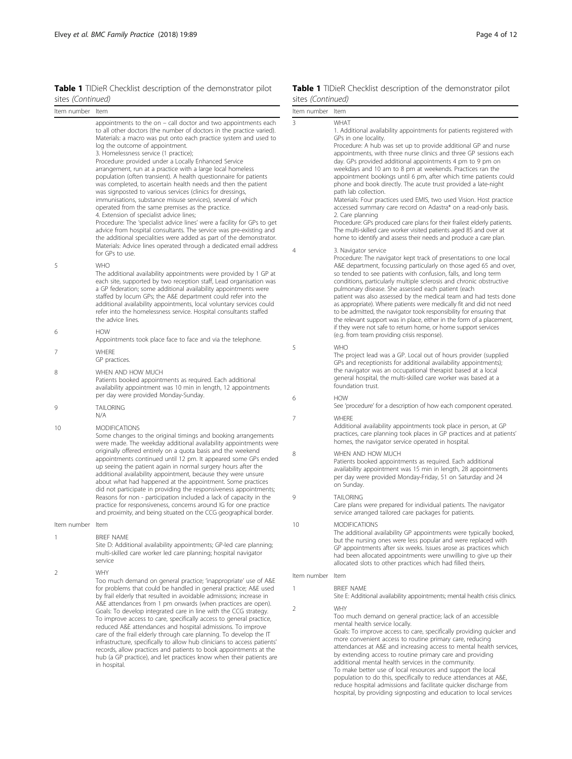**Table 1** TIDieR Checklist description of the demonstrator pilot sites *(Continued)*

| Item number | Item |
|---|---|
| | appointments to the on – call doctor and two appointments each to all other doctors (the number of doctors in the practice varied). Materials: a macro was put onto each practice system and used to log the outcome of appointment.<br>3. Homelessness service (1 practice);<br>Procedure: provided under a Locally Enhanced Service arrangement, run at a practice with a large local homeless population (often transient). A health questionnaire for patients was completed, to ascertain health needs and then the patient was signposted to various services (clinics for dressings, immunisations, substance misuse services), several of which operated from the same premises as the practice.<br>4. Extension of specialist advice lines;<br>Procedure: The 'specialist advice lines' were a facility for GPs to get advice from hospital consultants. The service was pre-existing and the additional specialities were added as part of the demonstrator.<br>Materials: Advice lines operated through a dedicated email address for GPs to use. |
| 5 | WHO<br>The additional availability appointments were provided by 1 GP at each site, supported by two reception staff, Lead organisation was a GP federation; some additional availability appointments were staffed by locum GPs; the A&E department could refer into the additional availability appointments, local voluntary services could refer into the homelessness service. Hospital consultants staffed the advice lines. |
| 6 | HOW<br>Appointments took place face to face and via the telephone. |
| 7 | WHERE<br>GP practices. |
| 8 | WHEN AND HOW MUCH<br>Patients booked appointments as required. Each additional availability appointment was 10 min in length, 12 appointments per day were provided Monday-Sunday. |
| 9 | TAILORING<br>N/A |
| 10 | MODIFICATIONS<br>Some changes to the original timings and booking arrangements were made. The weekday additional availability appointments were originally offered entirely on a quota basis and the weekend appointments continued until 12 pm. It appeared some GPs ended up seeing the patient again in normal surgery hours after the additional availability appointment, because they were unsure about what had happened at the appointment. Some practices did not participate in providing the responsiveness appointments; Reasons for non - participation included a lack of capacity in the practice for responsiveness, concerns around IG for one practice and proximity, and being situated on the CCG geographical border. |
| **Item number** | **Item** |
| 1 | BRIEF NAME<br>Site D: Additional availability appointments; GP-led care planning; multi-skilled care worker led care planning; hospital navigator service |
| 2 | WHY<br>Too much demand on general practice; 'inappropriate' use of A&E for problems that could be handled in general practice; A&E used by frail elderly that resulted in avoidable admissions; increase in A&E attendances from 1 pm onwards (when practices are open).<br>Goals: To develop integrated care in line with the CCG strategy. To improve access to care, specifically access to general practice, reduced A&E attendances and hospital admissions. To improve care of the frail elderly through care planning. To develop the IT infrastructure, specifically to allow hub clinicians to access patients' records, allow practices and patients to book appointments at the hub (a GP practice), and let practices know when their patients are in hospital. |
| 3 | WHAT<br>1. Additional availability appointments for patients registered with GPs in one locality.<br>Procedure: A hub was set up to provide additional GP and nurse appointments, with three nurse clinics and three GP sessions each day. GPs provided additional appointments 4 pm to 9 pm on weekdays and 10 am to 8 pm at weekends. Practices ran the appointment bookings until 6 pm, after which time patients could phone and book directly. The acute trust provided a late-night path lab collection.<br>Materials: Four practices used EMIS, two used Vision. Host practice accessed summary care record on Adastra® on a read-only basis.<br>2. Care planning<br>Procedure: GPs produced care plans for their frailest elderly patients. The multi-skilled care worker visited patients aged 85 and over at home to identify and assess their needs and produce a care plan. |
| 4 | 3. Navigator service<br>Procedure: The navigator kept track of presentations to one local A&E department, focussing particularly on those aged 65 and over, so tended to see patients with confusion, falls, and long term conditions, particularly multiple sclerosis and chronic obstructive pulmonary disease. She assessed each patient (each patient was also assessed by the medical team and had tests done as appropriate). Where patients were medically fit and did not need to be admitted, the navigator took responsibility for ensuring that the relevant support was in place, either in the form of a placement, if they were not safe to return home, or home support services (e.g. from team providing crisis response). |
| 5 | WHO<br>The project lead was a GP. Local out of hours provider (supplied GPs and receptionists for additional availability appointments); the navigator was an occupational therapist based at a local general hospital, the multi-skilled care worker was based at a foundation trust. |
| 6 | HOW<br>See 'procedure' for a description of how each component operated. |
| 7 | WHERE<br>Additional availability appointments took place in person, at GP practices, care planning took places in GP practices and at patients' homes, the navigator service operated in hospital. |
| 8 | WHEN AND HOW MUCH<br>Patients booked appointments as required. Each additional availability appointment was 15 min in length, 28 appointments per day were provided Monday-Friday, 51 on Saturday and 24 on Sunday. |
| 9 | TAILORING<br>Care plans were prepared for individual patients. The navigator service arranged tailored care packages for patients. |
| 10 | MODIFICATIONS<br>The additional availability GP appointments were typically booked, but the nursing ones were less popular and were replaced with GP appointments after six weeks. Issues arose as practices which had been allocated appointments were unwilling to give up their allocated slots to other practices which had filled theirs. |
| **Item number** | **Item** |
| 1 | BRIEF NAME<br>Site E: Additional availability appointments; mental health crisis clinics. |
| 2 | WHY<br>Too much demand on general practice; lack of an accessible mental health service locally.<br>Goals: To improve access to care, specifically providing quicker and more convenient access to routine primary care, reducing attendances at A&E and increasing access to mental health services, by extending access to routine primary care and providing additional mental health services in the community.<br>To make better use of local resources and support the local population to do this, specifically to reduce attendances at A&E, reduce hospital admissions and facilitate quicker discharge from hospital, by providing signposting and education to local services |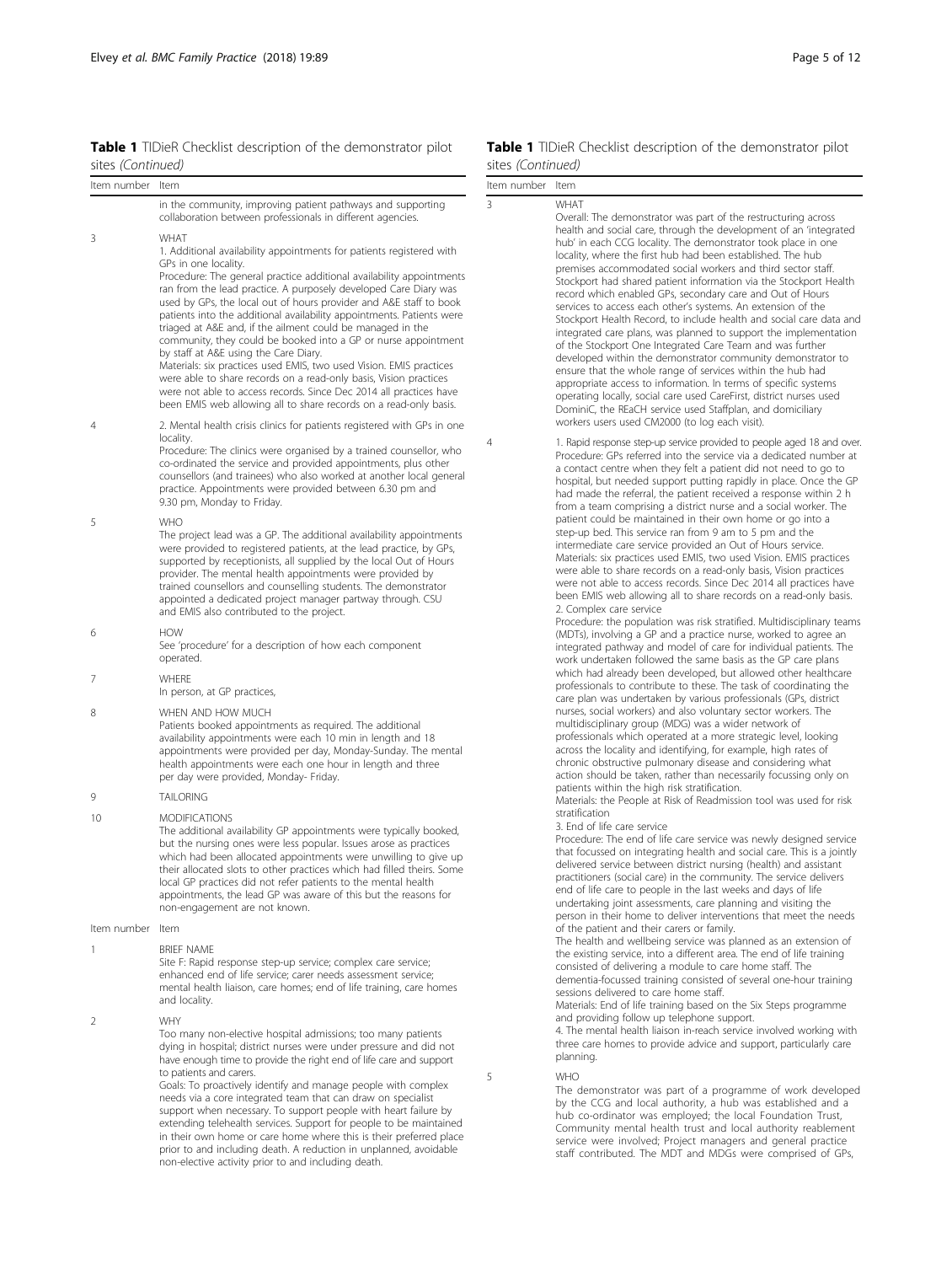**Table 1** TIDieR Checklist description of the demonstrator pilot sites *(Continued)*

| Item number | Item |
|---|---|
| | in the community, improving patient pathways and supporting collaboration between professionals in different agencies. |
| 3 | WHAT<br>1. Additional availability appointments for patients registered with GPs in one locality.<br>Procedure: The general practice additional availability appointments ran from the lead practice. A purposely developed Care Diary was used by GPs, the local out of hours provider and A&E staff to book patients into the additional availability appointments. Patients were triaged at A&E and, if the ailment could be managed in the community, they could be booked into a GP or nurse appointment by staff at A&E using the Care Diary.<br>Materials: six practices used EMIS, two used Vision. EMIS practices were able to share records on a read-only basis, Vision practices were not able to access records. Since Dec 2014 all practices have been EMIS web allowing all to share records on a read-only basis. |
| 4 | 2. Mental health crisis clinics for patients registered with GPs in one locality.<br>Procedure: The clinics were organised by a trained counsellor, who co-ordinated the service and provided appointments, plus other counsellors (and trainees) who also worked at another local general practice. Appointments were provided between 6.30 pm and 9.30 pm, Monday to Friday. |
| 5 | WHO<br>The project lead was a GP. The additional availability appointments were provided to registered patients, at the lead practice, by GPs, supported by receptionists, all supplied by the local Out of Hours provider. The mental health appointments were provided by trained counsellors and counselling students. The demonstrator appointed a dedicated project manager partway through. CSU and EMIS also contributed to the project. |
| 6 | HOW<br>See 'procedure' for a description of how each component operated. |
| 7 | WHERE<br>In person, at GP practices, |
| 8 | WHEN AND HOW MUCH<br>Patients booked appointments as required. The additional availability appointments were each 10 min in length and 18 appointments were provided per day, Monday-Sunday. The mental health appointments were each one hour in length and three per day were provided, Monday- Friday. |
| 9 | TAILORING |
| 10 | MODIFICATIONS<br>The additional availability GP appointments were typically booked, but the nursing ones were less popular. Issues arose as practices which had been allocated appointments were unwilling to give up their allocated slots to other practices which had filled theirs. Some local GP practices did not refer patients to the mental health appointments, the lead GP was aware of this but the reasons for non-engagement are not known. |
| Item number | Item |
| 1 | BRIEF NAME<br>Site F: Rapid response step-up service; complex care service; enhanced end of life service; carer needs assessment service; mental health liaison, care homes; end of life training, care homes and locality. |
| 2 | WHY<br>Too many non-elective hospital admissions; too many patients dying in hospital; district nurses were under pressure and did not have enough time to provide the right end of life care and support to patients and carers.<br>Goals: To proactively identify and manage people with complex needs via a core integrated team that can draw on specialist support when necessary. To support people with heart failure by extending telehealth services. Support for people to be maintained in their own home or care home where this is their preferred place prior to and including death. A reduction in unplanned, avoidable non-elective activity prior to and including death. |

**Table 1** TIDieR Checklist description of the demonstrator pilot sites *(Continued)*

| Item number | Item |
|---|---|
| 3 | WHAT<br>Overall: The demonstrator was part of the restructuring across health and social care, through the development of an 'integrated hub' in each CCG locality. The demonstrator took place in one locality, where the first hub had been established. The hub premises accommodated social workers and third sector staff. Stockport had shared patient information via the Stockport Health record which enabled GPs, secondary care and Out of Hours services to access each other's systems. An extension of the Stockport Health Record, to include health and social care data and integrated care plans, was planned to support the implementation of the Stockport One Integrated Care Team and was further developed within the demonstrator community demonstrator to ensure that the whole range of services within the hub had appropriate access to information. In terms of specific systems operating locally, social care used CareFirst, district nurses used DominiC, the REaCH service used Staffplan, and domiciliary workers users used CM2000 (to log each visit). |
| 4 | 1. Rapid response step-up service provided to people aged 18 and over.<br>Procedure: GPs referred into the service via a dedicated number at a contact centre when they felt a patient did not need to go to hospital, but needed support putting rapidly in place. Once the GP had made the referral, the patient received a response within 2 h from a team comprising a district nurse and a social worker. The patient could be maintained in their own home or go into a step-up bed. This service ran from 9 am to 5 pm and the intermediate care service provided an Out of Hours service.<br>Materials: six practices used EMIS, two used Vision. EMIS practices were able to share records on a read-only basis, Vision practices were not able to access records. Since Dec 2014 all practices have been EMIS web allowing all to share records on a read-only basis.<br>2. Complex care service<br>Procedure: the population was risk stratified. Multidisciplinary teams (MDTs), involving a GP and a practice nurse, worked to agree an integrated pathway and model of care for individual patients. The work undertaken followed the same basis as the GP care plans which had already been developed, but allowed other healthcare professionals to contribute to these. The task of coordinating the care plan was undertaken by various professionals (GPs, district nurses, social workers) and also voluntary sector workers. The multidisciplinary group (MDG) was a wider network of professionals which operated at a more strategic level, looking across the locality and identifying, for example, high rates of chronic obstructive pulmonary disease and considering what action should be taken, rather than necessarily focussing only on patients within the high risk stratification.<br>Materials: the People at Risk of Readmission tool was used for risk stratification<br>3. End of life care service<br>Procedure: The end of life care service was newly designed service that focussed on integrating health and social care. This is a jointly delivered service between district nursing (health) and assistant practitioners (social care) in the community. The service delivers end of life care to people in the last weeks and days of life undertaking joint assessments, care planning and visiting the person in their home to deliver interventions that meet the needs of the patient and their carers or family.<br>The health and wellbeing service was planned as an extension of the existing service, into a different area. The end of life training consisted of delivering a module to care home staff. The dementia-focussed training consisted of several one-hour training sessions delivered to care home staff.<br>Materials: End of life training based on the Six Steps programme and providing follow up telephone support.<br>4. The mental health liaison in-reach service involved working with three care homes to provide advice and support, particularly care planning. |
| 5 | WHO<br>The demonstrator was part of a programme of work developed by the CCG and local authority, a hub was established and a hub co-ordinator was employed; the local Foundation Trust, Community mental health trust and local authority reablement service were involved; Project managers and general practice staff contributed. The MDT and MDGs were comprised of GPs, |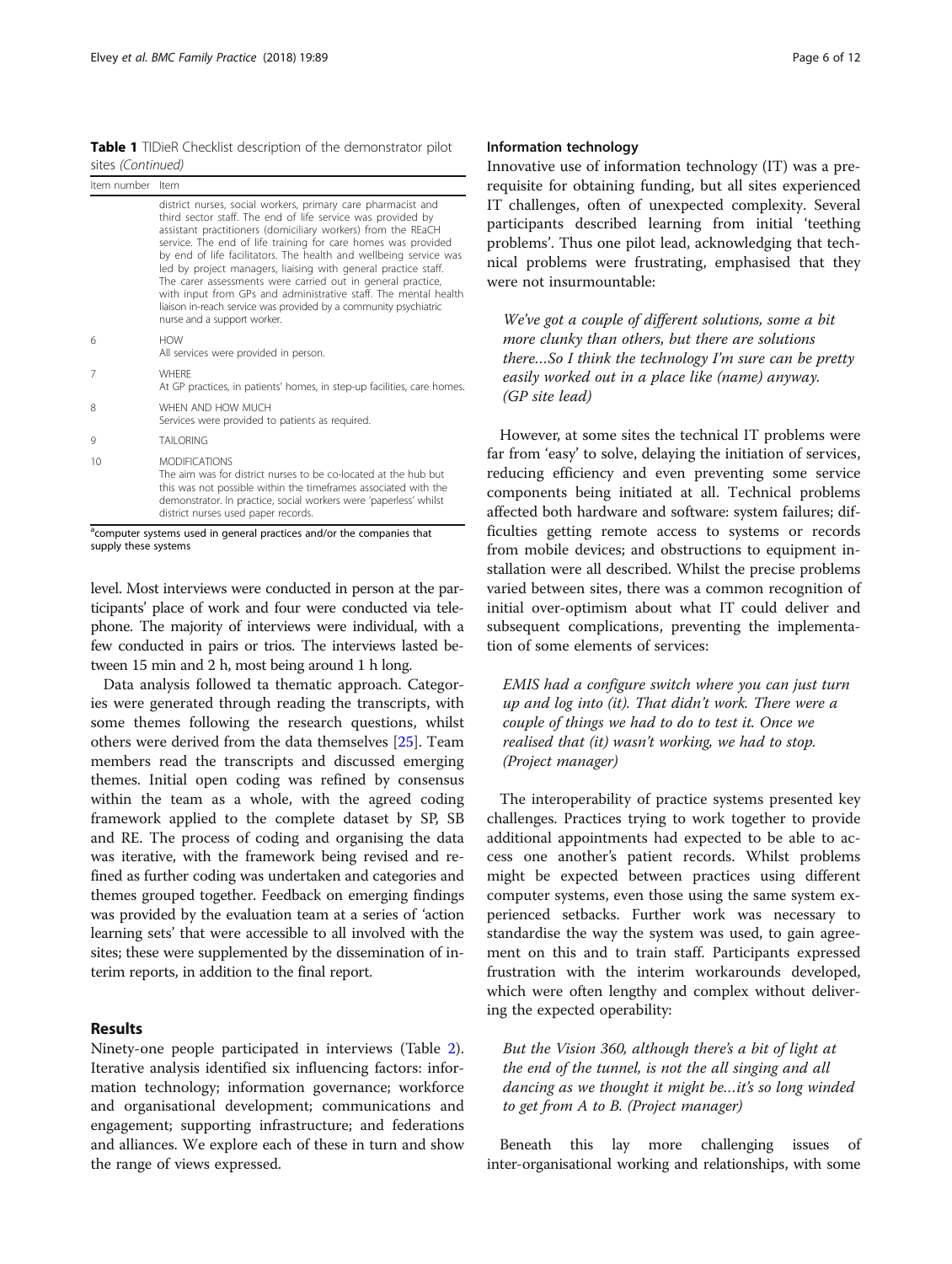**Table 1** TIDieR Checklist description of the demonstrator pilot sites *(Continued)*

| Item number | Item |
| --- | --- |
| | district nurses, social workers, primary care pharmacist and third sector staff. The end of life service was provided by assistant practitioners (domiciliary workers) from the REaCH service. The end of life training for care homes was provided by end of life facilitators. The health and wellbeing service was led by project managers, liaising with general practice staff. The carer assessments were carried out in general practice, with input from GPs and administrative staff. The mental health liaison in-reach service was provided by a community psychiatric nurse and a support worker. |
| 6 | HOW<br>All services were provided in person. |
| 7 | WHERE<br>At GP practices, in patients' homes, in step-up facilities, care homes. |
| 8 | WHEN AND HOW MUCH<br>Services were provided to patients as required. |
| 9 | TAILORING |
| 10 | MODIFICATIONS<br>The aim was for district nurses to be co-located at the hub but this was not possible within the timeframes associated with the demonstrator. In practice, social workers were 'paperless' whilst district nurses used paper records. |

[a]computer systems used in general practices and/or the companies that supply these systems

level. Most interviews were conducted in person at the participants' place of work and four were conducted via telephone. The majority of interviews were individual, with a few conducted in pairs or trios. The interviews lasted between 15 min and 2 h, most being around 1 h long.

Data analysis followed ta thematic approach. Categories were generated through reading the transcripts, with some themes following the research questions, whilst others were derived from the data themselves [25]. Team members read the transcripts and discussed emerging themes. Initial open coding was refined by consensus within the team as a whole, with the agreed coding framework applied to the complete dataset by SP, SB and RE. The process of coding and organising the data was iterative, with the framework being revised and refined as further coding was undertaken and categories and themes grouped together. Feedback on emerging findings was provided by the evaluation team at a series of 'action learning sets' that were accessible to all involved with the sites; these were supplemented by the dissemination of interim reports, in addition to the final report.

## Results

Ninety-one people participated in interviews (Table 2). Iterative analysis identified six influencing factors: information technology; information governance; workforce and organisational development; communications and engagement; supporting infrastructure; and federations and alliances. We explore each of these in turn and show the range of views expressed.

### Information technology

Innovative use of information technology (IT) was a prerequisite for obtaining funding, but all sites experienced IT challenges, often of unexpected complexity. Several participants described learning from initial 'teething problems'. Thus one pilot lead, acknowledging that technical problems were frustrating, emphasised that they were not insurmountable:

> *We've got a couple of different solutions, some a bit more clunky than others, but there are solutions there…So I think the technology I'm sure can be pretty easily worked out in a place like (name) anyway. (GP site lead)*

However, at some sites the technical IT problems were far from 'easy' to solve, delaying the initiation of services, reducing efficiency and even preventing some service components being initiated at all. Technical problems affected both hardware and software: system failures; difficulties getting remote access to systems or records from mobile devices; and obstructions to equipment installation were all described. Whilst the precise problems varied between sites, there was a common recognition of initial over-optimism about what IT could deliver and subsequent complications, preventing the implementation of some elements of services:

> *EMIS had a configure switch where you can just turn up and log into (it). That didn't work. There were a couple of things we had to do to test it. Once we realised that (it) wasn't working, we had to stop. (Project manager)*

The interoperability of practice systems presented key challenges. Practices trying to work together to provide additional appointments had expected to be able to access one another's patient records. Whilst problems might be expected between practices using different computer systems, even those using the same system experienced setbacks. Further work was necessary to standardise the way the system was used, to gain agreement on this and to train staff. Participants expressed frustration with the interim workarounds developed, which were often lengthy and complex without delivering the expected operability:

> *But the Vision 360, although there's a bit of light at the end of the tunnel, is not the all singing and all dancing as we thought it might be…it's so long winded to get from A to B. (Project manager)*

Beneath this lay more challenging issues of inter-organisational working and relationships, with some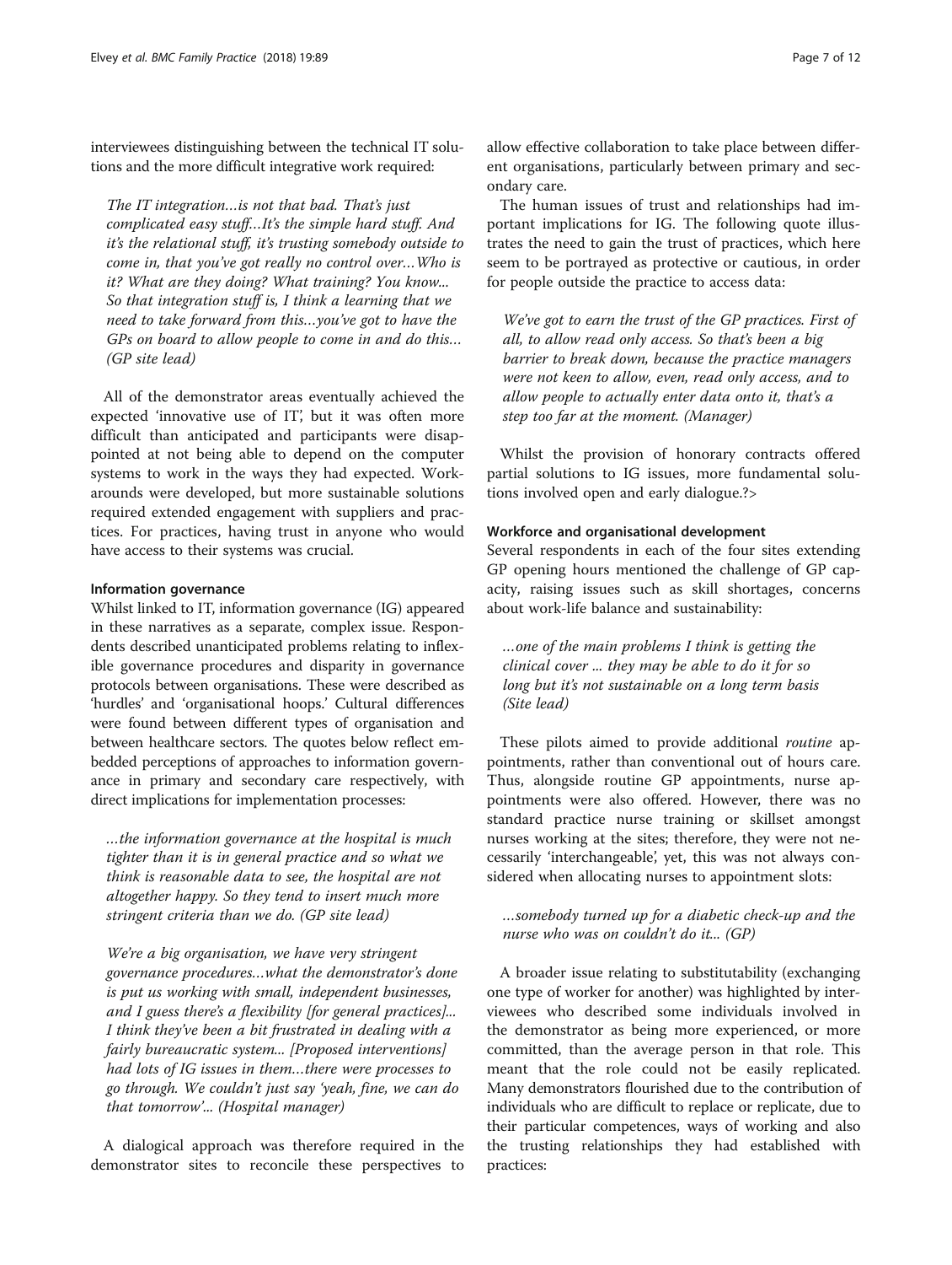interviewees distinguishing between the technical IT solutions and the more difficult integrative work required:

> *The IT integration…is not that bad. That's just complicated easy stuff…It's the simple hard stuff. And it's the relational stuff, it's trusting somebody outside to come in, that you've got really no control over…Who is it? What are they doing? What training? You know... So that integration stuff is, I think a learning that we need to take forward from this…you've got to have the GPs on board to allow people to come in and do this… (GP site lead)*

All of the demonstrator areas eventually achieved the expected 'innovative use of IT', but it was often more difficult than anticipated and participants were disappointed at not being able to depend on the computer systems to work in the ways they had expected. Workarounds were developed, but more sustainable solutions required extended engagement with suppliers and practices. For practices, having trust in anyone who would have access to their systems was crucial.

#### Information governance

Whilst linked to IT, information governance (IG) appeared in these narratives as a separate, complex issue. Respondents described unanticipated problems relating to inflexible governance procedures and disparity in governance protocols between organisations. These were described as 'hurdles' and 'organisational hoops.' Cultural differences were found between different types of organisation and between healthcare sectors. The quotes below reflect embedded perceptions of approaches to information governance in primary and secondary care respectively, with direct implications for implementation processes:

> *…the information governance at the hospital is much tighter than it is in general practice and so what we think is reasonable data to see, the hospital are not altogether happy. So they tend to insert much more stringent criteria than we do. (GP site lead)*

> *We're a big organisation, we have very stringent governance procedures…what the demonstrator's done is put us working with small, independent businesses, and I guess there's a flexibility [for general practices]... I think they've been a bit frustrated in dealing with a fairly bureaucratic system... [Proposed interventions] had lots of IG issues in them…there were processes to go through. We couldn't just say 'yeah, fine, we can do that tomorrow'... (Hospital manager)*

A dialogical approach was therefore required in the demonstrator sites to reconcile these perspectives to allow effective collaboration to take place between different organisations, particularly between primary and secondary care.

The human issues of trust and relationships had important implications for IG. The following quote illustrates the need to gain the trust of practices, which here seem to be portrayed as protective or cautious, in order for people outside the practice to access data:

> *We've got to earn the trust of the GP practices. First of all, to allow read only access. So that's been a big barrier to break down, because the practice managers were not keen to allow, even, read only access, and to allow people to actually enter data onto it, that's a step too far at the moment. (Manager)*

Whilst the provision of honorary contracts offered partial solutions to IG issues, more fundamental solutions involved open and early dialogue.?>

#### Workforce and organisational development

Several respondents in each of the four sites extending GP opening hours mentioned the challenge of GP capacity, raising issues such as skill shortages, concerns about work-life balance and sustainability:

> *…one of the main problems I think is getting the clinical cover ... they may be able to do it for so long but it's not sustainable on a long term basis (Site lead)*

These pilots aimed to provide additional *routine* appointments, rather than conventional out of hours care. Thus, alongside routine GP appointments, nurse appointments were also offered. However, there was no standard practice nurse training or skillset amongst nurses working at the sites; therefore, they were not necessarily 'interchangeable', yet, this was not always considered when allocating nurses to appointment slots:

> *…somebody turned up for a diabetic check-up and the nurse who was on couldn't do it... (GP)*

A broader issue relating to substitutability (exchanging one type of worker for another) was highlighted by interviewees who described some individuals involved in the demonstrator as being more experienced, or more committed, than the average person in that role. This meant that the role could not be easily replicated. Many demonstrators flourished due to the contribution of individuals who are difficult to replace or replicate, due to their particular competences, ways of working and also the trusting relationships they had established with practices: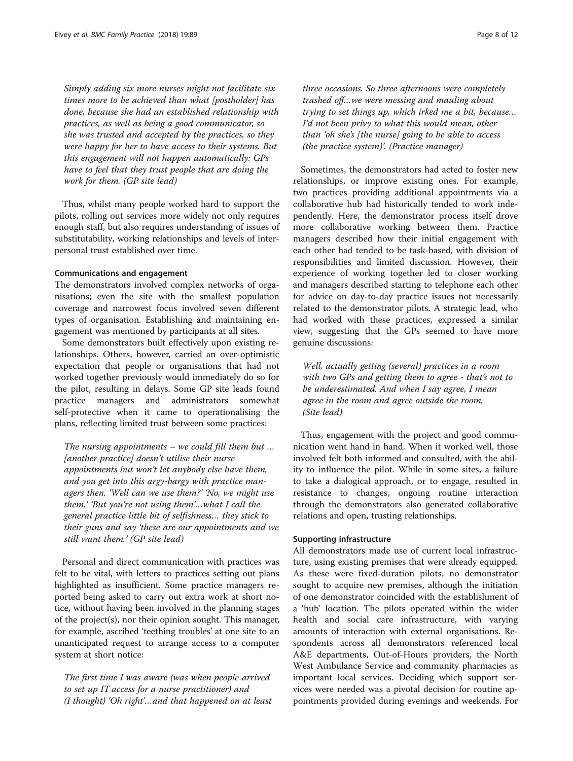*Simply adding six more nurses might not facilitate six times more to be achieved than what [postholder] has done, because she had an established relationship with practices, as well as being a good communicator, so she was trusted and accepted by the practices, so they were happy for her to have access to their systems. But this engagement will not happen automatically: GPs have to feel that they trust people that are doing the work for them. (GP site lead)*

Thus, whilst many people worked hard to support the pilots, rolling out services more widely not only requires enough staff, but also requires understanding of issues of substitutability, working relationships and levels of interpersonal trust established over time.

### Communications and engagement

The demonstrators involved complex networks of organisations; even the site with the smallest population coverage and narrowest focus involved seven different types of organisation. Establishing and maintaining engagement was mentioned by participants at all sites.

Some demonstrators built effectively upon existing relationships. Others, however, carried an over-optimistic expectation that people or organisations that had not worked together previously would immediately do so for the pilot, resulting in delays. Some GP site leads found practice managers and administrators somewhat self-protective when it came to operationalising the plans, reflecting limited trust between some practices:

*The nursing appointments – we could fill them but … [another practice] doesn't utilise their nurse appointments but won't let anybody else have them, and you get into this argy-bargy with practice managers then. 'Well can we use them?' 'No, we might use them.' 'But you're not using them'…what I call the general practice little bit of selfishness… they stick to their guns and say 'these are our appointments and we still want them.' (GP site lead)*

Personal and direct communication with practices was felt to be vital, with letters to practices setting out plans highlighted as insufficient. Some practice managers reported being asked to carry out extra work at short notice, without having been involved in the planning stages of the project(s), nor their opinion sought. This manager, for example, ascribed 'teething troubles' at one site to an unanticipated request to arrange access to a computer system at short notice:

*The first time I was aware (was when people arrived to set up IT access for a nurse practitioner) and (I thought) 'Oh right'…and that happened on at least three occasions. So three afternoons were completely trashed off…we were messing and mauling about trying to set things up, which irked me a bit, because… I'd not been privy to what this would mean, other than 'oh she's [the nurse] going to be able to access (the practice system)'. (Practice manager)*

Sometimes, the demonstrators had acted to foster new relationships, or improve existing ones. For example, two practices providing additional appointments via a collaborative hub had historically tended to work independently. Here, the demonstrator process itself drove more collaborative working between them. Practice managers described how their initial engagement with each other had tended to be task-based, with division of responsibilities and limited discussion. However, their experience of working together led to closer working and managers described starting to telephone each other for advice on day-to-day practice issues not necessarily related to the demonstrator pilots. A strategic lead, who had worked with these practices, expressed a similar view, suggesting that the GPs seemed to have more genuine discussions:

*Well, actually getting (several) practices in a room with two GPs and getting them to agree - that's not to be underestimated. And when I say agree, I mean agree in the room and agree outside the room. (Site lead)*

Thus, engagement with the project and good communication went hand in hand. When it worked well, those involved felt both informed and consulted, with the ability to influence the pilot. While in some sites, a failure to take a dialogical approach, or to engage, resulted in resistance to changes, ongoing routine interaction through the demonstrators also generated collaborative relations and open, trusting relationships.

### Supporting infrastructure

All demonstrators made use of current local infrastructure, using existing premises that were already equipped. As these were fixed-duration pilots, no demonstrator sought to acquire new premises, although the initiation of one demonstrator coincided with the establishment of a 'hub' location. The pilots operated within the wider health and social care infrastructure, with varying amounts of interaction with external organisations. Respondents across all demonstrators referenced local A&E departments, Out-of-Hours providers, the North West Ambulance Service and community pharmacies as important local services. Deciding which support services were needed was a pivotal decision for routine appointments provided during evenings and weekends. For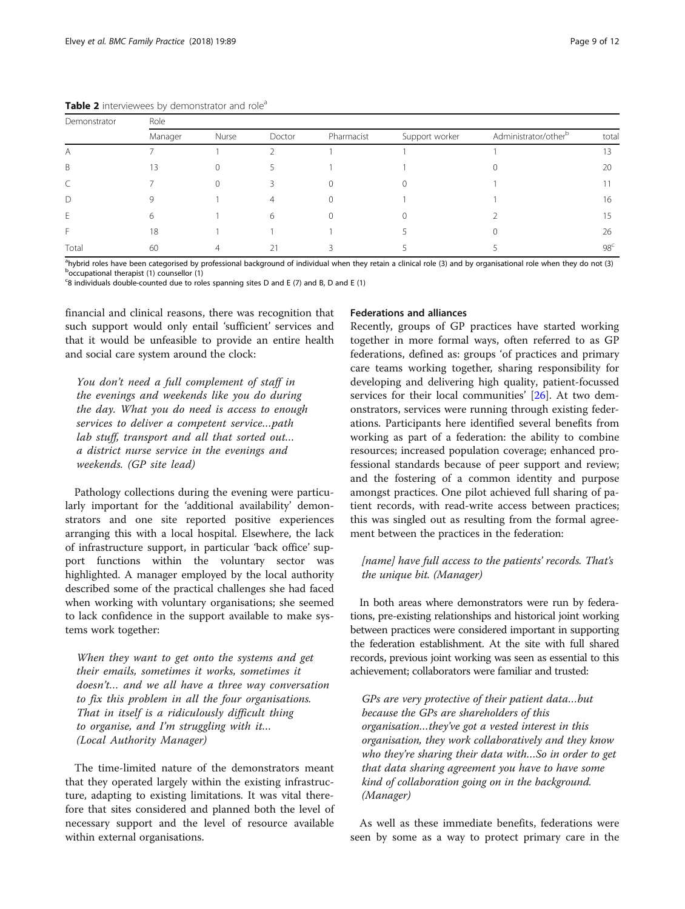**Table 2** interviewees by demonstrator and role[a]

| Demonstrator | Role | | | | | | |
|---|---|---|---|---|---|---|---|
| | Manager | Nurse | Doctor | Pharmacist | Support worker | Administrator/other[b] | total |
| A | 7 | 1 | 2 | 1 | 1 | 1 | 13 |
| B | 13 | 0 | 5 | 1 | 1 | 0 | 20 |
| C | 7 | 0 | 3 | 0 | 0 | 1 | 11 |
| D | 9 | 1 | 4 | 0 | 1 | 1 | 16 |
| E | 6 | 1 | 6 | 0 | 0 | 2 | 15 |
| F | 18 | 1 | 1 | 1 | 5 | 0 | 26 |
| Total | 60 | 4 | 21 | 3 | 5 | 5 | 98[c] |

[a]hybrid roles have been categorised by professional background of individual when they retain a clinical role (3) and by organisational role when they do not (3)
[b]occupational therapist (1) counsellor (1)
[c]8 individuals double-counted due to roles spanning sites D and E (7) and B, D and E (1)

financial and clinical reasons, there was recognition that such support would only entail 'sufficient' services and that it would be unfeasible to provide an entire health and social care system around the clock:

> *You don't need a full complement of staff in the evenings and weekends like you do during the day. What you do need is access to enough services to deliver a competent service…path lab stuff, transport and all that sorted out… a district nurse service in the evenings and weekends. (GP site lead)*

Pathology collections during the evening were particularly important for the 'additional availability' demonstrators and one site reported positive experiences arranging this with a local hospital. Elsewhere, the lack of infrastructure support, in particular 'back office' support functions within the voluntary sector was highlighted. A manager employed by the local authority described some of the practical challenges she had faced when working with voluntary organisations; she seemed to lack confidence in the support available to make systems work together:

> *When they want to get onto the systems and get their emails, sometimes it works, sometimes it doesn't… and we all have a three way conversation to fix this problem in all the four organisations. That in itself is a ridiculously difficult thing to organise, and I'm struggling with it… (Local Authority Manager)*

The time-limited nature of the demonstrators meant that they operated largely within the existing infrastructure, adapting to existing limitations. It was vital therefore that sites considered and planned both the level of necessary support and the level of resource available within external organisations.

#### Federations and alliances

Recently, groups of GP practices have started working together in more formal ways, often referred to as GP federations, defined as: groups 'of practices and primary care teams working together, sharing responsibility for developing and delivering high quality, patient-focussed services for their local communities' [26]. At two demonstrators, services were running through existing federations. Participants here identified several benefits from working as part of a federation: the ability to combine resources; increased population coverage; enhanced professional standards because of peer support and review; and the fostering of a common identity and purpose amongst practices. One pilot achieved full sharing of patient records, with read-write access between practices; this was singled out as resulting from the formal agreement between the practices in the federation:

> *[name] have full access to the patients' records. That's the unique bit. (Manager)*

In both areas where demonstrators were run by federations, pre-existing relationships and historical joint working between practices were considered important in supporting the federation establishment. At the site with full shared records, previous joint working was seen as essential to this achievement; collaborators were familiar and trusted:

> *GPs are very protective of their patient data…but because the GPs are shareholders of this organisation…they've got a vested interest in this organisation, they work collaboratively and they know who they're sharing their data with…So in order to get that data sharing agreement you have to have some kind of collaboration going on in the background. (Manager)*

As well as these immediate benefits, federations were seen by some as a way to protect primary care in the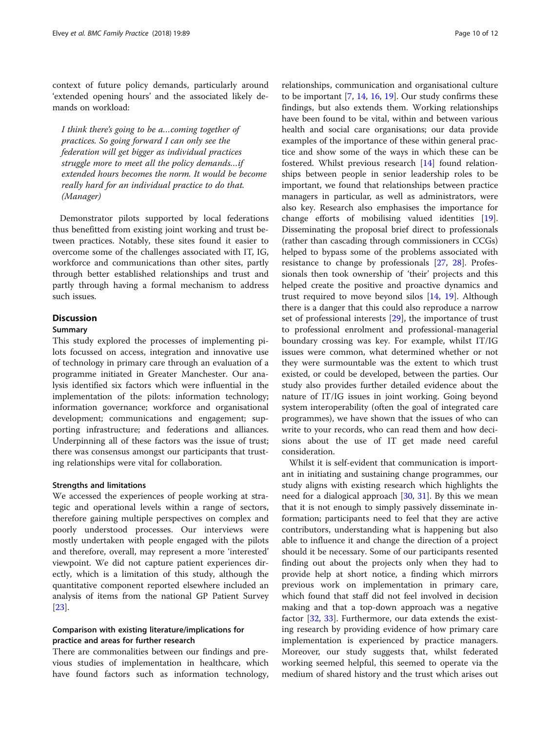context of future policy demands, particularly around 'extended opening hours' and the associated likely demands on workload:

> *I think there's going to be a…coming together of practices. So going forward I can only see the federation will get bigger as individual practices struggle more to meet all the policy demands…if extended hours becomes the norm. It would be become really hard for an individual practice to do that. (Manager)*

Demonstrator pilots supported by local federations thus benefitted from existing joint working and trust between practices. Notably, these sites found it easier to overcome some of the challenges associated with IT, IG, workforce and communications than other sites, partly through better established relationships and trust and partly through having a formal mechanism to address such issues.

## Discussion

### Summary

This study explored the processes of implementing pilots focussed on access, integration and innovative use of technology in primary care through an evaluation of a programme initiated in Greater Manchester. Our analysis identified six factors which were influential in the implementation of the pilots: information technology; information governance; workforce and organisational development; communications and engagement; supporting infrastructure; and federations and alliances. Underpinning all of these factors was the issue of trust; there was consensus amongst our participants that trusting relationships were vital for collaboration.

#### Strengths and limitations

We accessed the experiences of people working at strategic and operational levels within a range of sectors, therefore gaining multiple perspectives on complex and poorly understood processes. Our interviews were mostly undertaken with people engaged with the pilots and therefore, overall, may represent a more 'interested' viewpoint. We did not capture patient experiences directly, which is a limitation of this study, although the quantitative component reported elsewhere included an analysis of items from the national GP Patient Survey [23].

### Comparison with existing literature/implications for practice and areas for further research

There are commonalities between our findings and previous studies of implementation in healthcare, which have found factors such as information technology, relationships, communication and organisational culture to be important [7, 14, 16, 19]. Our study confirms these findings, but also extends them. Working relationships have been found to be vital, within and between various health and social care organisations; our data provide examples of the importance of these within general practice and show some of the ways in which these can be fostered. Whilst previous research [14] found relationships between people in senior leadership roles to be important, we found that relationships between practice managers in particular, as well as administrators, were also key. Research also emphasises the importance for change efforts of mobilising valued identities [19]. Disseminating the proposal brief direct to professionals (rather than cascading through commissioners in CCGs) helped to bypass some of the problems associated with resistance to change by professionals [27, 28]. Professionals then took ownership of 'their' projects and this helped create the positive and proactive dynamics and trust required to move beyond silos [14, 19]. Although there is a danger that this could also reproduce a narrow set of professional interests [29], the importance of trust to professional enrolment and professional-managerial boundary crossing was key. For example, whilst IT/IG issues were common, what determined whether or not they were surmountable was the extent to which trust existed, or could be developed, between the parties. Our study also provides further detailed evidence about the nature of IT/IG issues in joint working. Going beyond system interoperability (often the goal of integrated care programmes), we have shown that the issues of who can write to your records, who can read them and how decisions about the use of IT get made need careful consideration.

Whilst it is self-evident that communication is important in initiating and sustaining change programmes, our study aligns with existing research which highlights the need for a dialogical approach [30, 31]. By this we mean that it is not enough to simply passively disseminate information; participants need to feel that they are active contributors, understanding what is happening but also able to influence it and change the direction of a project should it be necessary. Some of our participants resented finding out about the projects only when they had to provide help at short notice, a finding which mirrors previous work on implementation in primary care, which found that staff did not feel involved in decision making and that a top-down approach was a negative factor [32, 33]. Furthermore, our data extends the existing research by providing evidence of how primary care implementation is experienced by practice managers. Moreover, our study suggests that, whilst federated working seemed helpful, this seemed to operate via the medium of shared history and the trust which arises out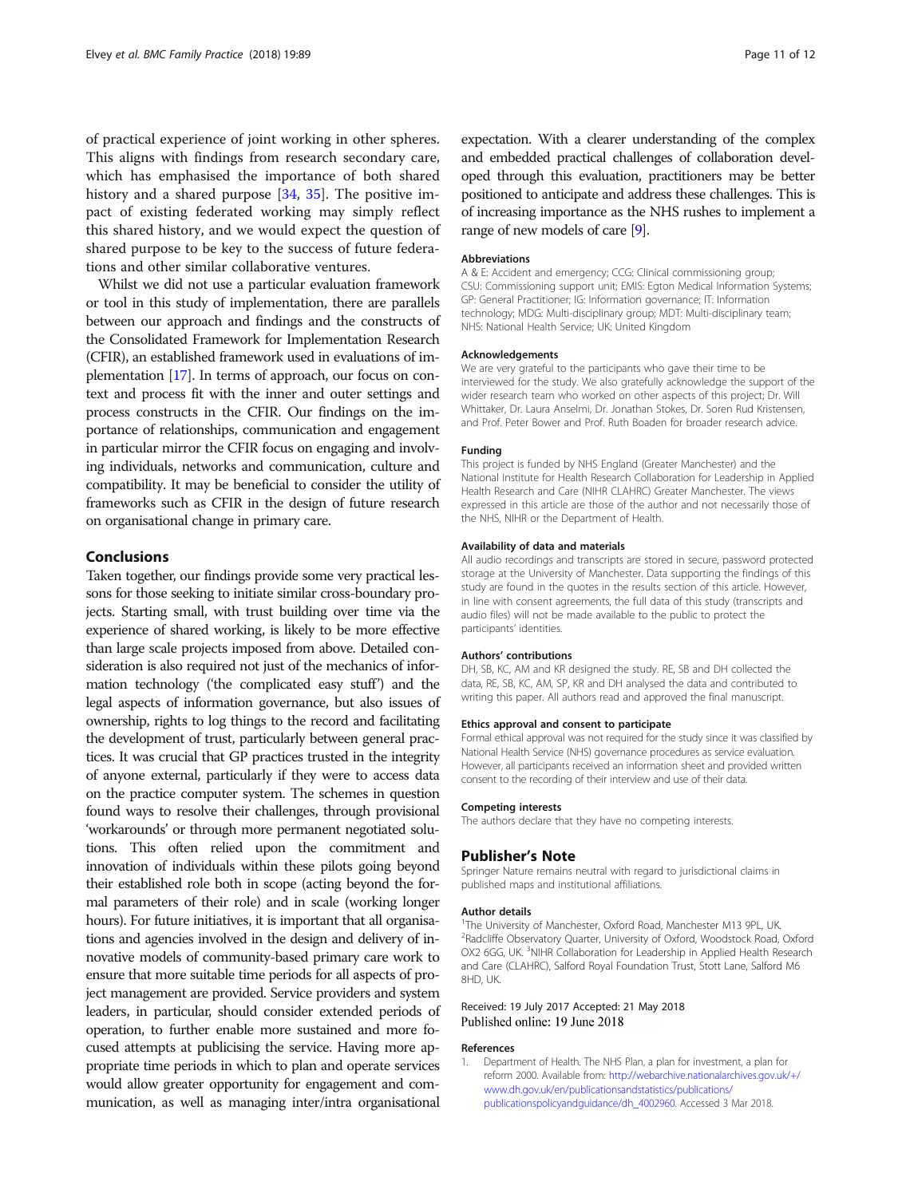of practical experience of joint working in other spheres. This aligns with findings from research secondary care, which has emphasised the importance of both shared history and a shared purpose [34, 35]. The positive impact of existing federated working may simply reflect this shared history, and we would expect the question of shared purpose to be key to the success of future federations and other similar collaborative ventures.

Whilst we did not use a particular evaluation framework or tool in this study of implementation, there are parallels between our approach and findings and the constructs of the Consolidated Framework for Implementation Research (CFIR), an established framework used in evaluations of implementation [17]. In terms of approach, our focus on context and process fit with the inner and outer settings and process constructs in the CFIR. Our findings on the importance of relationships, communication and engagement in particular mirror the CFIR focus on engaging and involving individuals, networks and communication, culture and compatibility. It may be beneficial to consider the utility of frameworks such as CFIR in the design of future research on organisational change in primary care.

## Conclusions

Taken together, our findings provide some very practical lessons for those seeking to initiate similar cross-boundary projects. Starting small, with trust building over time via the experience of shared working, is likely to be more effective than large scale projects imposed from above. Detailed consideration is also required not just of the mechanics of information technology ('the complicated easy stuff') and the legal aspects of information governance, but also issues of ownership, rights to log things to the record and facilitating the development of trust, particularly between general practices. It was crucial that GP practices trusted in the integrity of anyone external, particularly if they were to access data on the practice computer system. The schemes in question found ways to resolve their challenges, through provisional 'workarounds' or through more permanent negotiated solutions. This often relied upon the commitment and innovation of individuals within these pilots going beyond their established role both in scope (acting beyond the formal parameters of their role) and in scale (working longer hours). For future initiatives, it is important that all organisations and agencies involved in the design and delivery of innovative models of community-based primary care work to ensure that more suitable time periods for all aspects of project management are provided. Service providers and system leaders, in particular, should consider extended periods of operation, to further enable more sustained and more focused attempts at publicising the service. Having more appropriate time periods in which to plan and operate services would allow greater opportunity for engagement and communication, as well as managing inter/intra organisational expectation. With a clearer understanding of the complex and embedded practical challenges of collaboration developed through this evaluation, practitioners may be better positioned to anticipate and address these challenges. This is of increasing importance as the NHS rushes to implement a range of new models of care [9].

#### Abbreviations

A & E: Accident and emergency; CCG: Clinical commissioning group; CSU: Commissioning support unit; EMIS: Egton Medical Information Systems; GP: General Practitioner; IG: Information governance; IT: Information technology; MDG: Multi-disciplinary group; MDT: Multi-disciplinary team; NHS: National Health Service; UK: United Kingdom

#### Acknowledgements

We are very grateful to the participants who gave their time to be interviewed for the study. We also gratefully acknowledge the support of the wider research team who worked on other aspects of this project; Dr. Will Whittaker, Dr. Laura Anselmi, Dr. Jonathan Stokes, Dr. Soren Rud Kristensen, and Prof. Peter Bower and Prof. Ruth Boaden for broader research advice.

#### Funding

This project is funded by NHS England (Greater Manchester) and the National Institute for Health Research Collaboration for Leadership in Applied Health Research and Care (NIHR CLAHRC) Greater Manchester. The views expressed in this article are those of the author and not necessarily those of the NHS, NIHR or the Department of Health.

#### Availability of data and materials

All audio recordings and transcripts are stored in secure, password protected storage at the University of Manchester. Data supporting the findings of this study are found in the quotes in the results section of this article. However, in line with consent agreements, the full data of this study (transcripts and audio files) will not be made available to the public to protect the participants' identities.

#### Authors' contributions

DH, SB, KC, AM and KR designed the study. RE, SB and DH collected the data, RE, SB, KC, AM, SP, KR and DH analysed the data and contributed to writing this paper. All authors read and approved the final manuscript.

#### Ethics approval and consent to participate

Formal ethical approval was not required for the study since it was classified by National Health Service (NHS) governance procedures as service evaluation. However, all participants received an information sheet and provided written consent to the recording of their interview and use of their data.

#### Competing interests

The authors declare that they have no competing interests.

## Publisher's Note

Springer Nature remains neutral with regard to jurisdictional claims in published maps and institutional affiliations.

#### Author details

[1]The University of Manchester, Oxford Road, Manchester M13 9PL, UK. [2]Radcliffe Observatory Quarter, University of Oxford, Woodstock Road, Oxford OX2 6GG, UK. [3]NIHR Collaboration for Leadership in Applied Health Research and Care (CLAHRC), Salford Royal Foundation Trust, Stott Lane, Salford M6 8HD, UK.

Received: 19 July 2017 Accepted: 21 May 2018
Published online: 19 June 2018

#### References

1. Department of Health. The NHS Plan, a plan for investment, a plan for reform 2000. Available from: http://webarchive.nationalarchives.gov.uk/+/www.dh.gov.uk/en/publicationsandstatistics/publications/publicationspolicyandguidance/dh_4002960. Accessed 3 Mar 2018.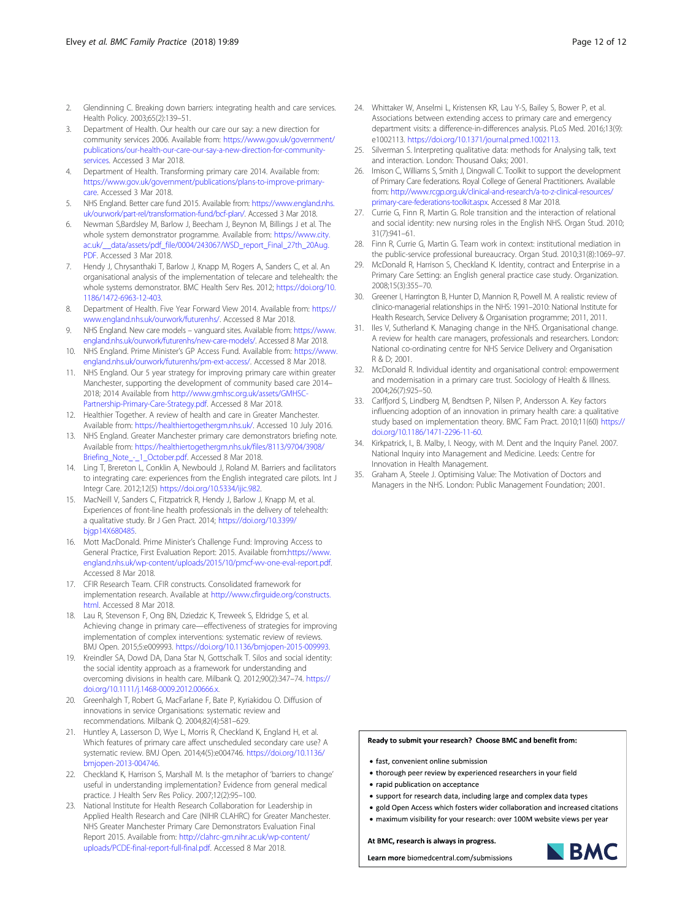2. Glendinning C. Breaking down barriers: integrating health and care services. Health Policy. 2003;65(2):139–51.
3. Department of Health. Our health our care our say: a new direction for community services 2006. Available from: https://www.gov.uk/government/publications/our-health-our-care-our-say-a-new-direction-for-community-services. Accessed 3 Mar 2018.
4. Department of Health. Transforming primary care 2014. Available from: https://www.gov.uk/government/publications/plans-to-improve-primary-care. Accessed 3 Mar 2018.
5. NHS England. Better care fund 2015. Available from: https://www.england.nhs.uk/ourwork/part-rel/transformation-fund/bcf-plan/. Accessed 3 Mar 2018.
6. Newman S,Bardsley M, Barlow J, Beecham J, Beynon M, Billings J et al. The whole system demonstrator programme. Available from: https://www.city.ac.uk/__data/assets/pdf_file/0004/243067/WSD_report_Final_27th_20Aug.PDF. Accessed 3 Mar 2018.
7. Hendy J, Chrysanthaki T, Barlow J, Knapp M, Rogers A, Sanders C, et al. An organisational analysis of the implementation of telecare and telehealth: the whole systems demonstrator. BMC Health Serv Res. 2012; https://doi.org/10.1186/1472-6963-12-403.
8. Department of Health. Five Year Forward View 2014. Available from: https://www.england.nhs.uk/ourwork/futurenhs/. Accessed 8 Mar 2018.
9. NHS England. New care models – vanguard sites. Available from: https://www.england.nhs.uk/ourwork/futurenhs/new-care-models/. Accessed 8 Mar 2018.
10. NHS England. Prime Minister's GP Access Fund. Available from: https://www.england.nhs.uk/ourwork/futurenhs/pm-ext-access/. Accessed 8 Mar 2018.
11. NHS England. Our 5 year strategy for improving primary care within greater Manchester, supporting the development of community based care 2014–2018; 2014 Available from http://www.gmhsc.org.uk/assets/GMHSC-Partnership-Primary-Care-Strategy.pdf. Accessed 8 Mar 2018.
12. Healthier Together. A review of health and care in Greater Manchester. Available from: https://healthiertogethergm.nhs.uk/. Accessed 10 July 2016.
13. NHS England. Greater Manchester primary care demonstrators briefing note. Available from: https://healthiertogethergm.nhs.uk/files/8113/9704/3908/Briefing_Note_-_1_October.pdf. Accessed 8 Mar 2018.
14. Ling T, Brereton L, Conklin A, Newbould J, Roland M. Barriers and facilitators to integrating care: experiences from the English integrated care pilots. Int J Integr Care. 2012;12(5) https://doi.org/10.5334/ijic.982.
15. MacNeill V, Sanders C, Fitzpatrick R, Hendy J, Barlow J, Knapp M, et al. Experiences of front-line health professionals in the delivery of telehealth: a qualitative study. Br J Gen Pract. 2014; https://doi.org/10.3399/bjgp14X680485.
16. Mott MacDonald. Prime Minister's Challenge Fund: Improving Access to General Practice, First Evaluation Report: 2015. Available from:https://www.england.nhs.uk/wp-content/uploads/2015/10/pmcf-wv-one-eval-report.pdf. Accessed 8 Mar 2018.
17. CFIR Research Team. CFIR constructs. Consolidated framework for implementation research. Available at http://www.cfirguide.org/constructs.html. Accessed 8 Mar 2018.
18. Lau R, Stevenson F, Ong BN, Dziedzic K, Treweek S, Eldridge S, et al. Achieving change in primary care—effectiveness of strategies for improving implementation of complex interventions: systematic review of reviews. BMJ Open. 2015;5:e009993. https://doi.org/10.1136/bmjopen-2015-009993.
19. Kreindler SA, Dowd DA, Dana Star N, Gottschalk T. Silos and social identity: the social identity approach as a framework for understanding and overcoming divisions in health care. Milbank Q. 2012;90(2):347–74. https://doi.org/10.1111/j.1468-0009.2012.00666.x.
20. Greenhalgh T, Robert G, MacFarlane F, Bate P, Kyriakidou O. Diffusion of innovations in service Organisations: systematic review and recommendations. Milbank Q. 2004;82(4):581–629.
21. Huntley A, Lasserson D, Wye L, Morris R, Checkland K, England H, et al. Which features of primary care affect unscheduled secondary care use? A systematic review. BMJ Open. 2014;4(5):e004746. https://doi.org/10.1136/bmjopen-2013-004746.
22. Checkland K, Harrison S, Marshall M. Is the metaphor of 'barriers to change' useful in understanding implementation? Evidence from general medical practice. J Health Serv Res Policy. 2007;12(2):95–100.
23. National Institute for Health Research Collaboration for Leadership in Applied Health Research and Care (NIHR CLAHRC) for Greater Manchester. NHS Greater Manchester Primary Care Demonstrators Evaluation Final Report 2015. Available from: http://clahrc-gm.nihr.ac.uk/wp-content/uploads/PCDE-final-report-full-final.pdf. Accessed 8 Mar 2018.
24. Whittaker W, Anselmi L, Kristensen KR, Lau Y-S, Bailey S, Bower P, et al. Associations between extending access to primary care and emergency department visits: a difference-in-differences analysis. PLoS Med. 2016;13(9):e1002113. https://doi.org/10.1371/journal.pmed.1002113.
25. Silverman S. Interpreting qualitative data: methods for Analysing talk, text and interaction. London: Thousand Oaks; 2001.
26. Imison C, Williams S, Smith J, Dingwall C. Toolkit to support the development of Primary Care federations. Royal College of General Practitioners. Available from: http://www.rcgp.org.uk/clinical-and-research/a-to-z-clinical-resources/primary-care-federations-toolkit.aspx. Accessed 8 Mar 2018.
27. Currie G, Finn R, Martin G. Role transition and the interaction of relational and social identity: new nursing roles in the English NHS. Organ Stud. 2010;31(7):941–61.
28. Finn R, Currie G, Martin G. Team work in context: institutional mediation in the public-service professional bureaucracy. Organ Stud. 2010;31(8):1069–97.
29. McDonald R, Harrison S, Checkland K. Identity, contract and Enterprise in a Primary Care Setting: an English general practice case study. Organization. 2008;15(3):355–70.
30. Greener I, Harrington B, Hunter D, Mannion R, Powell M. A realistic review of clinico-managerial relationships in the NHS: 1991–2010: National Institute for Health Research, Service Delivery & Organisation programme; 2011, 2011.
31. Iles V, Sutherland K. Managing change in the NHS. Organisational change. A review for health care managers, professionals and researchers. London: National co-ordinating centre for NHS Service Delivery and Organisation R & D; 2001.
32. McDonald R. Individual identity and organisational control: empowerment and modernisation in a primary care trust. Sociology of Health & Illness. 2004;26(7):925–50.
33. Carlfjord S, Lindberg M, Bendtsen P, Nilsen P, Andersson A. Key factors influencing adoption of an innovation in primary health care: a qualitative study based on implementation theory. BMC Fam Pract. 2010;11(60) https://doi.org/10.1186/1471-2296-11-60.
34. Kirkpatrick, I., B. Malby, I. Neogy, with M. Dent and the Inquiry Panel. 2007. National Inquiry into Management and Medicine. Leeds: Centre for Innovation in Health Management.
35. Graham A, Steele J. Optimising Value: The Motivation of Doctors and Managers in the NHS. London: Public Management Foundation; 2001.

**Ready to submit your research? Choose BMC and benefit from:**

- fast, convenient online submission
- thorough peer review by experienced researchers in your field
- rapid publication on acceptance
- support for research data, including large and complex data types
- gold Open Access which fosters wider collaboration and increased citations
- maximum visibility for your research: over 100M website views per year

**At BMC, research is always in progress.**

**Learn more** biomedcentral.com/submissions

BMC